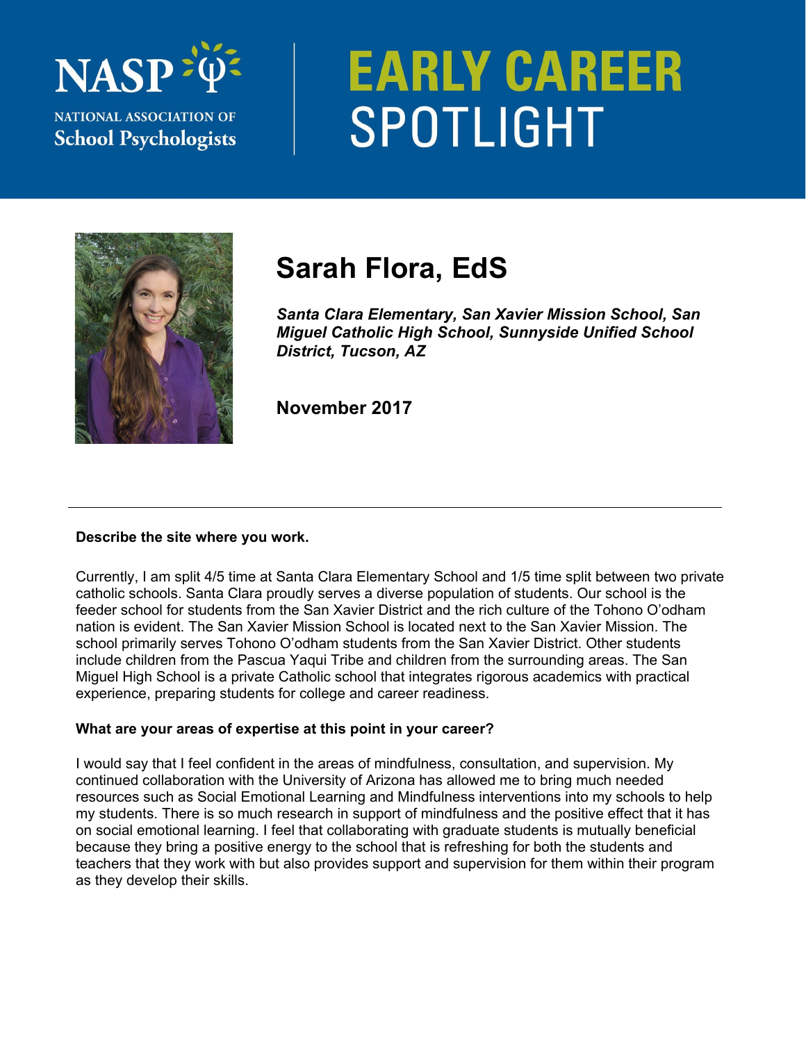NASP — NATIONAL ASSOCIATION OF School Psychologists

# EARLY CAREER SPOTLIGHT

## Sarah Flora, EdS

***Santa Clara Elementary, San Xavier Mission School, San Miguel Catholic High School, Sunnyside Unified School District, Tucson, AZ***

**November 2017**

---

**Describe the site where you work.**

Currently, I am split 4/5 time at Santa Clara Elementary School and 1/5 time split between two private catholic schools. Santa Clara proudly serves a diverse population of students. Our school is the feeder school for students from the San Xavier District and the rich culture of the Tohono O'odham nation is evident. The San Xavier Mission School is located next to the San Xavier Mission. The school primarily serves Tohono O'odham students from the San Xavier District. Other students include children from the Pascua Yaqui Tribe and children from the surrounding areas. The San Miguel High School is a private Catholic school that integrates rigorous academics with practical experience, preparing students for college and career readiness.

**What are your areas of expertise at this point in your career?**

I would say that I feel confident in the areas of mindfulness, consultation, and supervision. My continued collaboration with the University of Arizona has allowed me to bring much needed resources such as Social Emotional Learning and Mindfulness interventions into my schools to help my students. There is so much research in support of mindfulness and the positive effect that it has on social emotional learning. I feel that collaborating with graduate students is mutually beneficial because they bring a positive energy to the school that is refreshing for both the students and teachers that they work with but also provides support and supervision for them within their program as they develop their skills.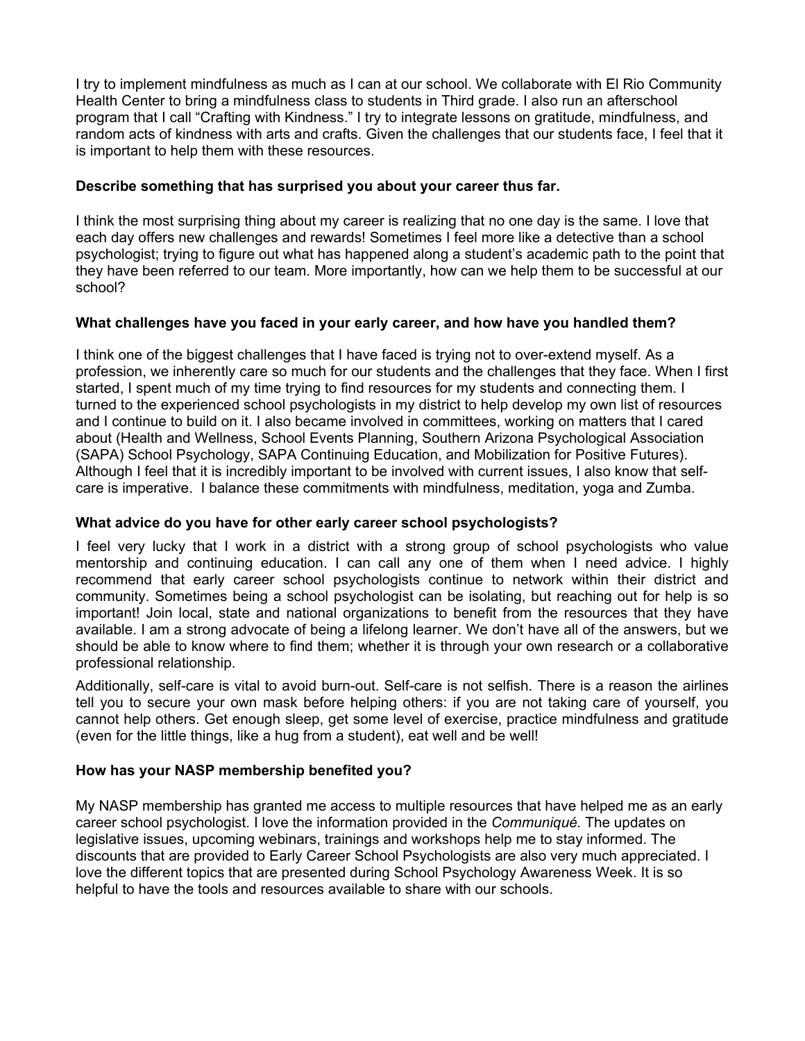I try to implement mindfulness as much as I can at our school. We collaborate with El Rio Community Health Center to bring a mindfulness class to students in Third grade. I also run an afterschool program that I call "Crafting with Kindness." I try to integrate lessons on gratitude, mindfulness, and random acts of kindness with arts and crafts. Given the challenges that our students face, I feel that it is important to help them with these resources.

**Describe something that has surprised you about your career thus far.**

I think the most surprising thing about my career is realizing that no one day is the same. I love that each day offers new challenges and rewards! Sometimes I feel more like a detective than a school psychologist; trying to figure out what has happened along a student's academic path to the point that they have been referred to our team. More importantly, how can we help them to be successful at our school?

**What challenges have you faced in your early career, and how have you handled them?**

I think one of the biggest challenges that I have faced is trying not to over-extend myself. As a profession, we inherently care so much for our students and the challenges that they face. When I first started, I spent much of my time trying to find resources for my students and connecting them. I turned to the experienced school psychologists in my district to help develop my own list of resources and I continue to build on it. I also became involved in committees, working on matters that I cared about (Health and Wellness, School Events Planning, Southern Arizona Psychological Association (SAPA) School Psychology, SAPA Continuing Education, and Mobilization for Positive Futures). Although I feel that it is incredibly important to be involved with current issues, I also know that self-care is imperative. I balance these commitments with mindfulness, meditation, yoga and Zumba.

**What advice do you have for other early career school psychologists?**

I feel very lucky that I work in a district with a strong group of school psychologists who value mentorship and continuing education. I can call any one of them when I need advice. I highly recommend that early career school psychologists continue to network within their district and community. Sometimes being a school psychologist can be isolating, but reaching out for help is so important! Join local, state and national organizations to benefit from the resources that they have available. I am a strong advocate of being a lifelong learner. We don't have all of the answers, but we should be able to know where to find them; whether it is through your own research or a collaborative professional relationship.

Additionally, self-care is vital to avoid burn-out. Self-care is not selfish. There is a reason the airlines tell you to secure your own mask before helping others: if you are not taking care of yourself, you cannot help others. Get enough sleep, get some level of exercise, practice mindfulness and gratitude (even for the little things, like a hug from a student), eat well and be well!

**How has your NASP membership benefited you?**

My NASP membership has granted me access to multiple resources that have helped me as an early career school psychologist. I love the information provided in the *Communiqué.* The updates on legislative issues, upcoming webinars, trainings and workshops help me to stay informed. The discounts that are provided to Early Career School Psychologists are also very much appreciated. I love the different topics that are presented during School Psychology Awareness Week. It is so helpful to have the tools and resources available to share with our schools.